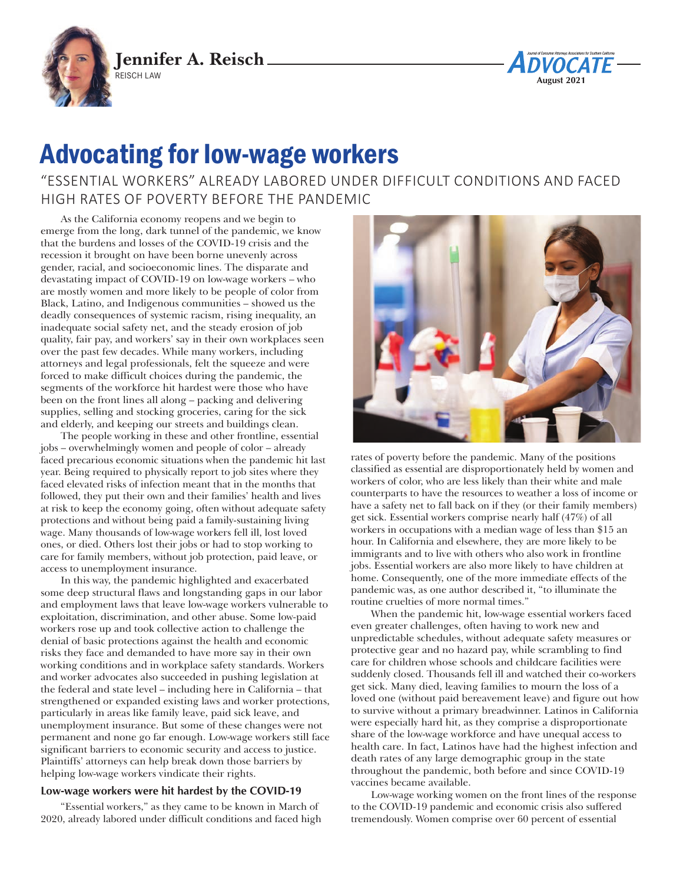**Jennifer A. Reisch**
REISCH LAW

# Advocating for low-wage workers

## "ESSENTIAL WORKERS" ALREADY LABORED UNDER DIFFICULT CONDITIONS AND FACED HIGH RATES OF POVERTY BEFORE THE PANDEMIC

As the California economy reopens and we begin to emerge from the long, dark tunnel of the pandemic, we know that the burdens and losses of the COVID-19 crisis and the recession it brought on have been borne unevenly across gender, racial, and socioeconomic lines. The disparate and devastating impact of COVID-19 on low-wage workers – who are mostly women and more likely to be people of color from Black, Latino, and Indigenous communities – showed us the deadly consequences of systemic racism, rising inequality, an inadequate social safety net, and the steady erosion of job quality, fair pay, and workers' say in their own workplaces seen over the past few decades. While many workers, including attorneys and legal professionals, felt the squeeze and were forced to make difficult choices during the pandemic, the segments of the workforce hit hardest were those who have been on the front lines all along – packing and delivering supplies, selling and stocking groceries, caring for the sick and elderly, and keeping our streets and buildings clean.

The people working in these and other frontline, essential jobs – overwhelmingly women and people of color – already faced precarious economic situations when the pandemic hit last year. Being required to physically report to job sites where they faced elevated risks of infection meant that in the months that followed, they put their own and their families' health and lives at risk to keep the economy going, often without adequate safety protections and without being paid a family-sustaining living wage. Many thousands of low-wage workers fell ill, lost loved ones, or died. Others lost their jobs or had to stop working to care for family members, without job protection, paid leave, or access to unemployment insurance.

In this way, the pandemic highlighted and exacerbated some deep structural flaws and longstanding gaps in our labor and employment laws that leave low-wage workers vulnerable to exploitation, discrimination, and other abuse. Some low-paid workers rose up and took collective action to challenge the denial of basic protections against the health and economic risks they face and demanded to have more say in their own working conditions and in workplace safety standards. Workers and worker advocates also succeeded in pushing legislation at the federal and state level – including here in California – that strengthened or expanded existing laws and worker protections, particularly in areas like family leave, paid sick leave, and unemployment insurance. But some of these changes were not permanent and none go far enough. Low-wage workers still face significant barriers to economic security and access to justice. Plaintiffs' attorneys can help break down those barriers by helping low-wage workers vindicate their rights.

### Low-wage workers were hit hardest by the COVID-19

"Essential workers," as they came to be known in March of 2020, already labored under difficult conditions and faced high rates of poverty before the pandemic. Many of the positions classified as essential are disproportionately held by women and workers of color, who are less likely than their white and male counterparts to have the resources to weather a loss of income or have a safety net to fall back on if they (or their family members) get sick. Essential workers comprise nearly half (47%) of all workers in occupations with a median wage of less than $15 an hour. In California and elsewhere, they are more likely to be immigrants and to live with others who also work in frontline jobs. Essential workers are also more likely to have children at home. Consequently, one of the more immediate effects of the pandemic was, as one author described it, "to illuminate the routine cruelties of more normal times."

When the pandemic hit, low-wage essential workers faced even greater challenges, often having to work new and unpredictable schedules, without adequate safety measures or protective gear and no hazard pay, while scrambling to find care for children whose schools and childcare facilities were suddenly closed. Thousands fell ill and watched their co-workers get sick. Many died, leaving families to mourn the loss of a loved one (without paid bereavement leave) and figure out how to survive without a primary breadwinner. Latinos in California were especially hard hit, as they comprise a disproportionate share of the low-wage workforce and have unequal access to health care. In fact, Latinos have had the highest infection and death rates of any large demographic group in the state throughout the pandemic, both before and since COVID-19 vaccines became available.

Low-wage working women on the front lines of the response to the COVID-19 pandemic and economic crisis also suffered tremendously. Women comprise over 60 percent of essential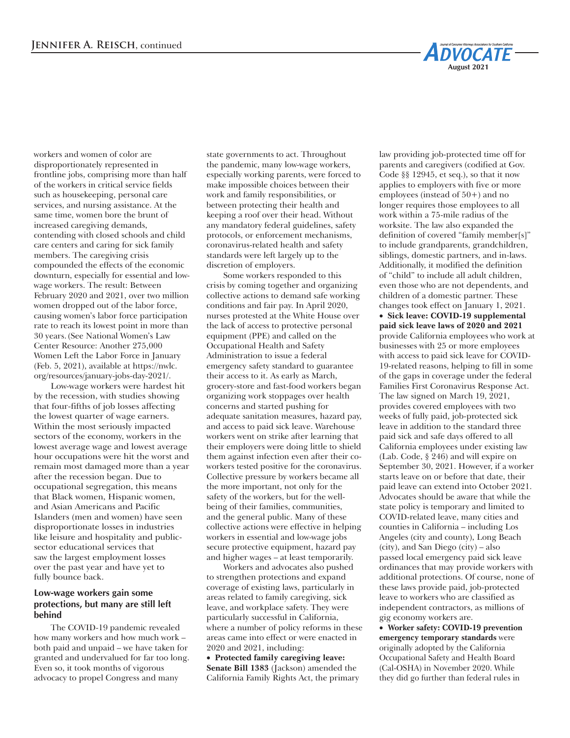workers and women of color are disproportionately represented in frontline jobs, comprising more than half of the workers in critical service fields such as housekeeping, personal care services, and nursing assistance. At the same time, women bore the brunt of increased caregiving demands, contending with closed schools and child care centers and caring for sick family members. The caregiving crisis compounded the effects of the economic downturn, especially for essential and low-wage workers. The result: Between February 2020 and 2021, over two million women dropped out of the labor force, causing women's labor force participation rate to reach its lowest point in more than 30 years. (See National Women's Law Center Resource: Another 275,000 Women Left the Labor Force in January (Feb. 5, 2021), available at https://nwlc.org/resources/january-jobs-day-2021/.

Low-wage workers were hardest hit by the recession, with studies showing that four-fifths of job losses affecting the lowest quarter of wage earners. Within the most seriously impacted sectors of the economy, workers in the lowest average wage and lowest average hour occupations were hit the worst and remain most damaged more than a year after the recession began. Due to occupational segregation, this means that Black women, Hispanic women, and Asian Americans and Pacific Islanders (men and women) have seen disproportionate losses in industries like leisure and hospitality and public-sector educational services that saw the largest employment losses over the past year and have yet to fully bounce back.

### Low-wage workers gain some protections, but many are still left behind

The COVID-19 pandemic revealed how many workers and how much work – both paid and unpaid – we have taken for granted and undervalued for far too long. Even so, it took months of vigorous advocacy to propel Congress and many state governments to act. Throughout the pandemic, many low-wage workers, especially working parents, were forced to make impossible choices between their work and family responsibilities, or between protecting their health and keeping a roof over their head. Without any mandatory federal guidelines, safety protocols, or enforcement mechanisms, coronavirus-related health and safety standards were left largely up to the discretion of employers.

Some workers responded to this crisis by coming together and organizing collective actions to demand safe working conditions and fair pay. In April 2020, nurses protested at the White House over the lack of access to protective personal equipment (PPE) and called on the Occupational Health and Safety Administration to issue a federal emergency safety standard to guarantee their access to it. As early as March, grocery-store and fast-food workers began organizing work stoppages over health concerns and started pushing for adequate sanitation measures, hazard pay, and access to paid sick leave. Warehouse workers went on strike after learning that their employers were doing little to shield them against infection even after their co-workers tested positive for the coronavirus. Collective pressure by workers became all the more important, not only for the safety of the workers, but for the well-being of their families, communities, and the general public. Many of these collective actions were effective in helping workers in essential and low-wage jobs secure protective equipment, hazard pay and higher wages – at least temporarily.

Workers and advocates also pushed to strengthen protections and expand coverage of existing laws, particularly in areas related to family caregiving, sick leave, and workplace safety. They were particularly successful in California, where a number of policy reforms in these areas came into effect or were enacted in 2020 and 2021, including:

- **Protected family caregiving leave: Senate Bill 1383** (Jackson) amended the California Family Rights Act, the primary law providing job-protected time off for parents and caregivers (codified at Gov. Code §§ 12945, et seq.), so that it now applies to employers with five or more employees (instead of 50+) and no longer requires those employees to all work within a 75-mile radius of the worksite. The law also expanded the definition of covered "family member[s]" to include grandparents, grandchildren, siblings, domestic partners, and in-laws. Additionally, it modified the definition of "child" to include all adult children, even those who are not dependents, and children of a domestic partner. These changes took effect on January 1, 2021.
- **Sick leave: COVID-19 supplemental paid sick leave laws of 2020 and 2021** provide California employees who work at businesses with 25 or more employees with access to paid sick leave for COVID-19-related reasons, helping to fill in some of the gaps in coverage under the federal Families First Coronavirus Response Act. The law signed on March 19, 2021, provides covered employees with two weeks of fully paid, job-protected sick leave in addition to the standard three paid sick and safe days offered to all California employees under existing law (Lab. Code, § 246) and will expire on September 30, 2021. However, if a worker starts leave on or before that date, their paid leave can extend into October 2021. Advocates should be aware that while the state policy is temporary and limited to COVID-related leave, many cities and counties in California – including Los Angeles (city and county), Long Beach (city), and San Diego (city) – also passed local emergency paid sick leave ordinances that may provide workers with additional protections. Of course, none of these laws provide paid, job-protected leave to workers who are classified as independent contractors, as millions of gig economy workers are.
- **Worker safety: COVID-19 prevention emergency temporary standards** were originally adopted by the California Occupational Safety and Health Board (Cal-OSHA) in November 2020. While they did go further than federal rules in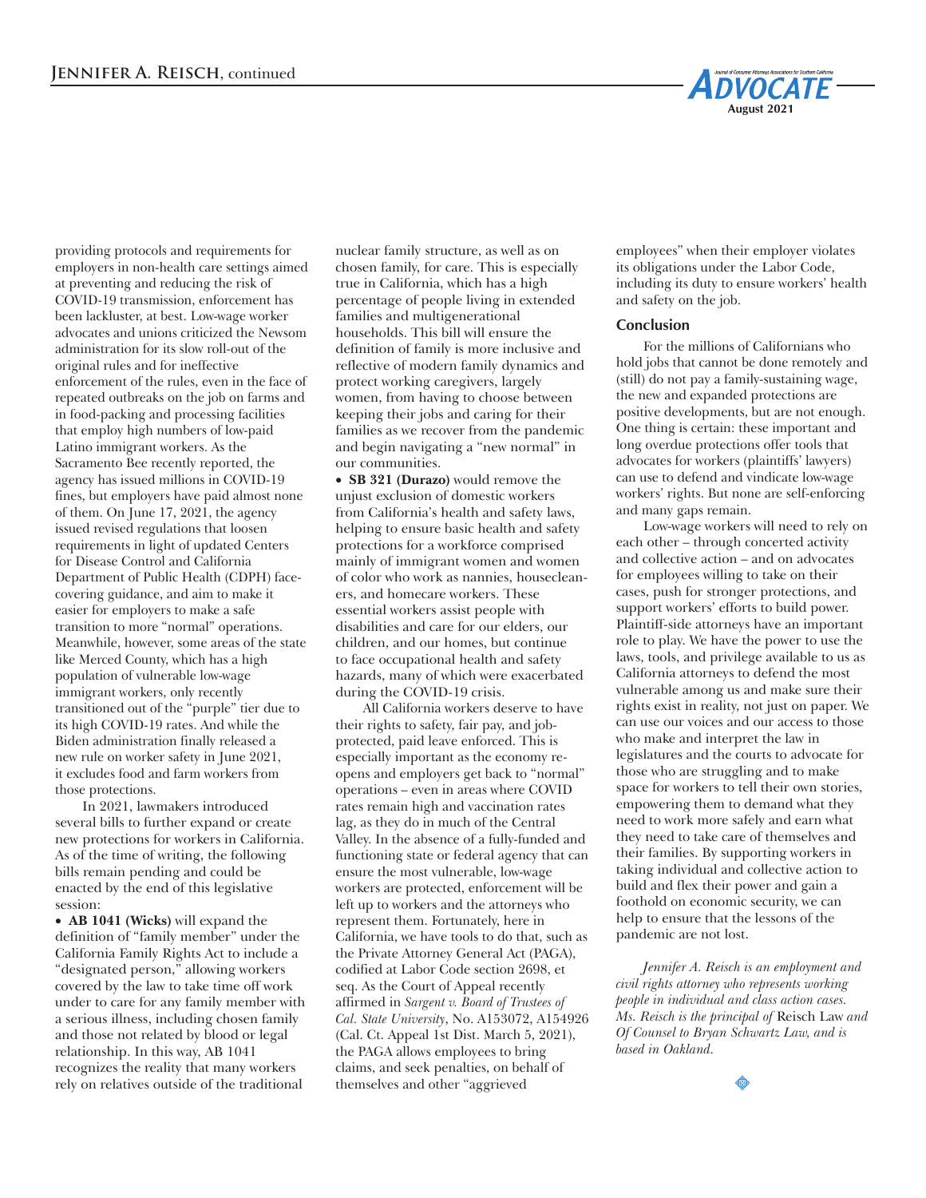providing protocols and requirements for employers in non-health care settings aimed at preventing and reducing the risk of COVID-19 transmission, enforcement has been lackluster, at best. Low-wage worker advocates and unions criticized the Newsom administration for its slow roll-out of the original rules and for ineffective enforcement of the rules, even in the face of repeated outbreaks on the job on farms and in food-packing and processing facilities that employ high numbers of low-paid Latino immigrant workers. As the Sacramento Bee recently reported, the agency has issued millions in COVID-19 fines, but employers have paid almost none of them. On June 17, 2021, the agency issued revised regulations that loosen requirements in light of updated Centers for Disease Control and California Department of Public Health (CDPH) face-covering guidance, and aim to make it easier for employers to make a safe transition to more "normal" operations. Meanwhile, however, some areas of the state like Merced County, which has a high population of vulnerable low-wage immigrant workers, only recently transitioned out of the "purple" tier due to its high COVID-19 rates. And while the Biden administration finally released a new rule on worker safety in June 2021, it excludes food and farm workers from those protections.

In 2021, lawmakers introduced several bills to further expand or create new protections for workers in California. As of the time of writing, the following bills remain pending and could be enacted by the end of this legislative session:

- **AB 1041 (Wicks)** will expand the definition of "family member" under the California Family Rights Act to include a "designated person," allowing workers covered by the law to take time off work under to care for any family member with a serious illness, including chosen family and those not related by blood or legal relationship. In this way, AB 1041 recognizes the reality that many workers rely on relatives outside of the traditional nuclear family structure, as well as on chosen family, for care. This is especially true in California, which has a high percentage of people living in extended families and multigenerational households. This bill will ensure the definition of family is more inclusive and reflective of modern family dynamics and protect working caregivers, largely women, from having to choose between keeping their jobs and caring for their families as we recover from the pandemic and begin navigating a "new normal" in our communities.
- **SB 321 (Durazo)** would remove the unjust exclusion of domestic workers from California's health and safety laws, helping to ensure basic health and safety protections for a workforce comprised mainly of immigrant women and women of color who work as nannies, housecleaners, and homecare workers. These essential workers assist people with disabilities and care for our elders, our children, and our homes, but continue to face occupational health and safety hazards, many of which were exacerbated during the COVID-19 crisis.

All California workers deserve to have their rights to safety, fair pay, and job-protected, paid leave enforced. This is especially important as the economy re-opens and employers get back to "normal" operations – even in areas where COVID rates remain high and vaccination rates lag, as they do in much of the Central Valley. In the absence of a fully-funded and functioning state or federal agency that can ensure the most vulnerable, low-wage workers are protected, enforcement will be left up to workers and the attorneys who represent them. Fortunately, here in California, we have tools to do that, such as the Private Attorney General Act (PAGA), codified at Labor Code section 2698, et seq. As the Court of Appeal recently affirmed in *Sargent v. Board of Trustees of Cal. State University*, No. A153072, A154926 (Cal. Ct. Appeal 1st Dist. March 5, 2021), the PAGA allows employees to bring claims, and seek penalties, on behalf of themselves and other "aggrieved employees" when their employer violates its obligations under the Labor Code, including its duty to ensure workers' health and safety on the job.

### Conclusion

For the millions of Californians who hold jobs that cannot be done remotely and (still) do not pay a family-sustaining wage, the new and expanded protections are positive developments, but are not enough. One thing is certain: these important and long overdue protections offer tools that advocates for workers (plaintiffs' lawyers) can use to defend and vindicate low-wage workers' rights. But none are self-enforcing and many gaps remain.

Low-wage workers will need to rely on each other – through concerted activity and collective action – and on advocates for employees willing to take on their cases, push for stronger protections, and support workers' efforts to build power. Plaintiff-side attorneys have an important role to play. We have the power to use the laws, tools, and privilege available to us as California attorneys to defend the most vulnerable among us and make sure their rights exist in reality, not just on paper. We can use our voices and our access to those who make and interpret the law in legislatures and the courts to advocate for those who are struggling and to make space for workers to tell their own stories, empowering them to demand what they need to work more safely and earn what they need to take care of themselves and their families. By supporting workers in taking individual and collective action to build and flex their power and gain a foothold on economic security, we can help to ensure that the lessons of the pandemic are not lost.

*Jennifer A. Reisch is an employment and civil rights attorney who represents working people in individual and class action cases. Ms. Reisch is the principal of* Reisch Law *and Of Counsel to Bryan Schwartz Law, and is based in Oakland.*